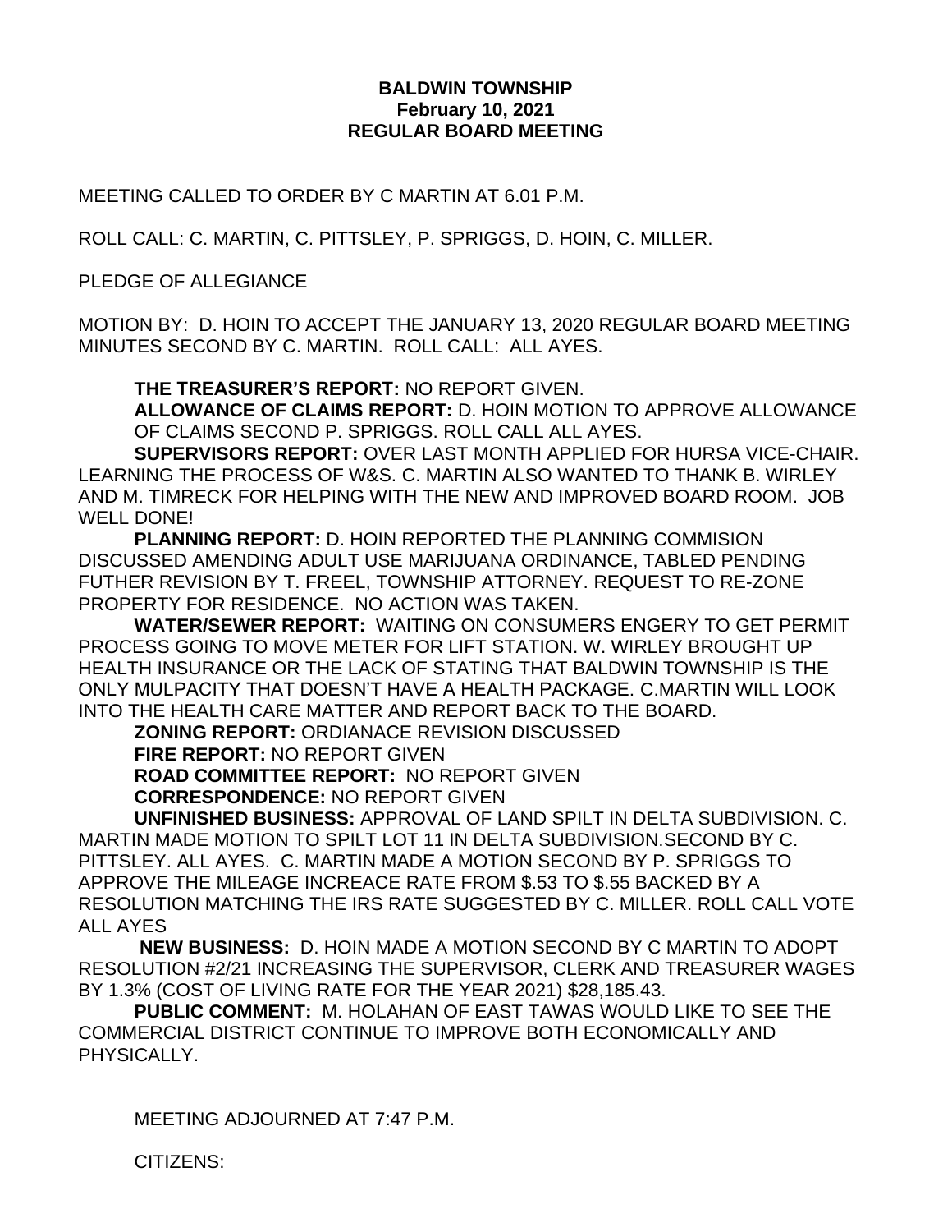**BALDWIN TOWNSHIP**
**February 10, 2021**
**REGULAR BOARD MEETING**

MEETING CALLED TO ORDER BY C MARTIN AT 6.01 P.M.

ROLL CALL: C. MARTIN, C. PITTSLEY, P. SPRIGGS, D. HOIN, C. MILLER.

PLEDGE OF ALLEGIANCE

MOTION BY: D. HOIN TO ACCEPT THE JANUARY 13, 2020 REGULAR BOARD MEETING MINUTES SECOND BY C. MARTIN. ROLL CALL: ALL AYES.

**THE TREASURER'S REPORT:** NO REPORT GIVEN.

**ALLOWANCE OF CLAIMS REPORT:** D. HOIN MOTION TO APPROVE ALLOWANCE OF CLAIMS SECOND P. SPRIGGS. ROLL CALL ALL AYES.

**SUPERVISORS REPORT:** OVER LAST MONTH APPLIED FOR HURSA VICE-CHAIR. LEARNING THE PROCESS OF W&S. C. MARTIN ALSO WANTED TO THANK B. WIRLEY AND M. TIMRECK FOR HELPING WITH THE NEW AND IMPROVED BOARD ROOM. JOB WELL DONE!

**PLANNING REPORT:** D. HOIN REPORTED THE PLANNING COMMISION DISCUSSED AMENDING ADULT USE MARIJUANA ORDINANCE, TABLED PENDING FUTHER REVISION BY T. FREEL, TOWNSHIP ATTORNEY. REQUEST TO RE-ZONE PROPERTY FOR RESIDENCE. NO ACTION WAS TAKEN.

**WATER/SEWER REPORT:** WAITING ON CONSUMERS ENGERY TO GET PERMIT PROCESS GOING TO MOVE METER FOR LIFT STATION. W. WIRLEY BROUGHT UP HEALTH INSURANCE OR THE LACK OF STATING THAT BALDWIN TOWNSHIP IS THE ONLY MULPACITY THAT DOESN'T HAVE A HEALTH PACKAGE. C.MARTIN WILL LOOK INTO THE HEALTH CARE MATTER AND REPORT BACK TO THE BOARD.

**ZONING REPORT:** ORDIANACE REVISION DISCUSSED

**FIRE REPORT:** NO REPORT GIVEN

**ROAD COMMITTEE REPORT:** NO REPORT GIVEN

**CORRESPONDENCE:** NO REPORT GIVEN

**UNFINISHED BUSINESS:** APPROVAL OF LAND SPILT IN DELTA SUBDIVISION. C. MARTIN MADE MOTION TO SPILT LOT 11 IN DELTA SUBDIVISION.SECOND BY C. PITTSLEY. ALL AYES. C. MARTIN MADE A MOTION SECOND BY P. SPRIGGS TO APPROVE THE MILEAGE INCREACE RATE FROM $.53 TO $.55 BACKED BY A RESOLUTION MATCHING THE IRS RATE SUGGESTED BY C. MILLER. ROLL CALL VOTE ALL AYES

**NEW BUSINESS:** D. HOIN MADE A MOTION SECOND BY C MARTIN TO ADOPT RESOLUTION #2/21 INCREASING THE SUPERVISOR, CLERK AND TREASURER WAGES BY 1.3% (COST OF LIVING RATE FOR THE YEAR 2021) $28,185.43.

**PUBLIC COMMENT:** M. HOLAHAN OF EAST TAWAS WOULD LIKE TO SEE THE COMMERCIAL DISTRICT CONTINUE TO IMPROVE BOTH ECONOMICALLY AND PHYSICALLY.

MEETING ADJOURNED AT 7:47 P.M.

CITIZENS: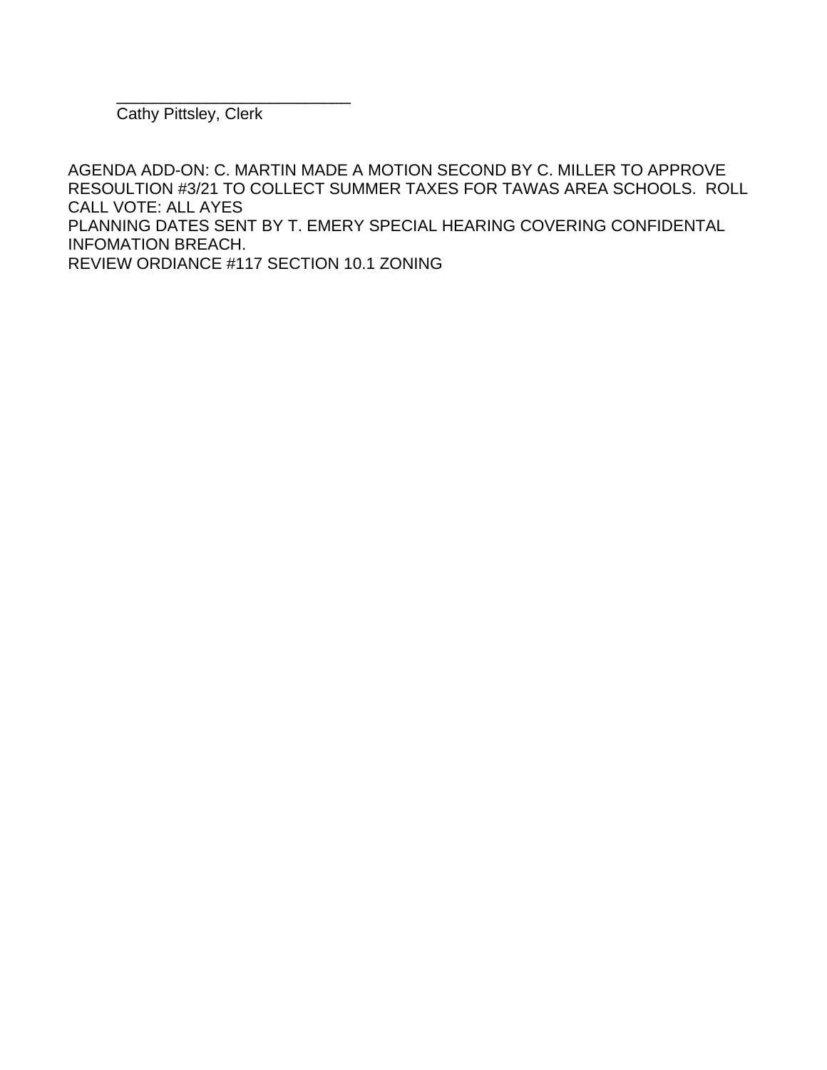\_\_\_\_\_\_\_\_\_\_\_\_\_\_\_\_\_\_\_\_\_\_\_\_\_\_\_
Cathy Pittsley, Clerk

AGENDA ADD-ON: C. MARTIN MADE A MOTION SECOND BY C. MILLER TO APPROVE RESOULTION #3/21 TO COLLECT SUMMER TAXES FOR TAWAS AREA SCHOOLS. ROLL CALL VOTE: ALL AYES
PLANNING DATES SENT BY T. EMERY SPECIAL HEARING COVERING CONFIDENTAL INFOMATION BREACH.
REVIEW ORDIANCE #117 SECTION 10.1 ZONING